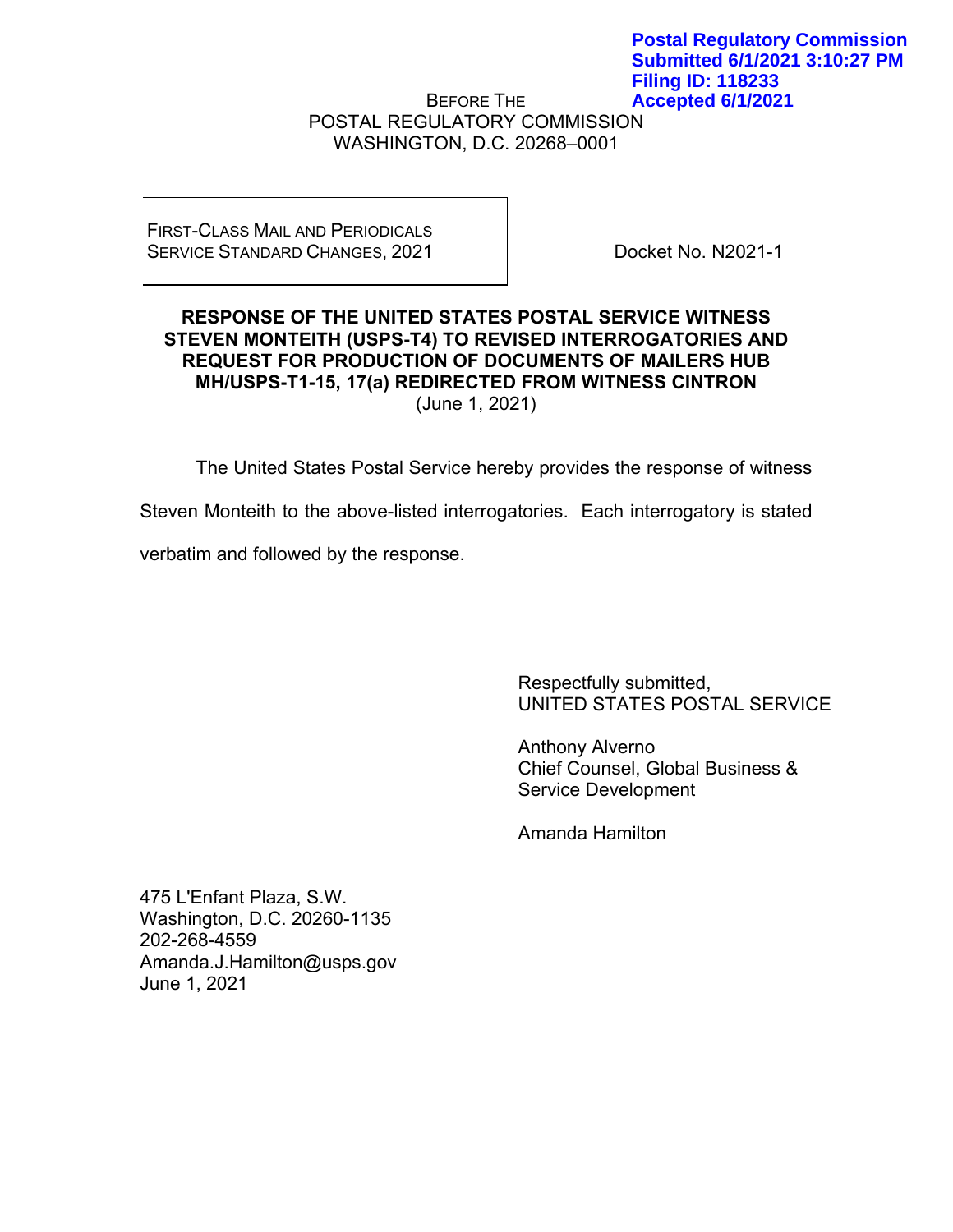Postal Regulatory Commission
Submitted 6/1/2021 3:10:27 PM
Filing ID: 118233
Accepted 6/1/2021

BEFORE THE
POSTAL REGULATORY COMMISSION
WASHINGTON, D.C. 20268–0001

| FIRST-CLASS MAIL AND PERIODICALS SERVICE STANDARD CHANGES, 2021 | Docket No. N2021-1 |
| --- | --- |

**RESPONSE OF THE UNITED STATES POSTAL SERVICE WITNESS STEVEN MONTEITH (USPS-T4) TO REVISED INTERROGATORIES AND REQUEST FOR PRODUCTION OF DOCUMENTS OF MAILERS HUB MH/USPS-T1-15, 17(a) REDIRECTED FROM WITNESS CINTRON**
(June 1, 2021)

The United States Postal Service hereby provides the response of witness Steven Monteith to the above-listed interrogatories. Each interrogatory is stated verbatim and followed by the response.

Respectfully submitted,
UNITED STATES POSTAL SERVICE

Anthony Alverno
Chief Counsel, Global Business & Service Development

Amanda Hamilton

475 L'Enfant Plaza, S.W.
Washington, D.C. 20260-1135
202-268-4559
Amanda.J.Hamilton@usps.gov
June 1, 2021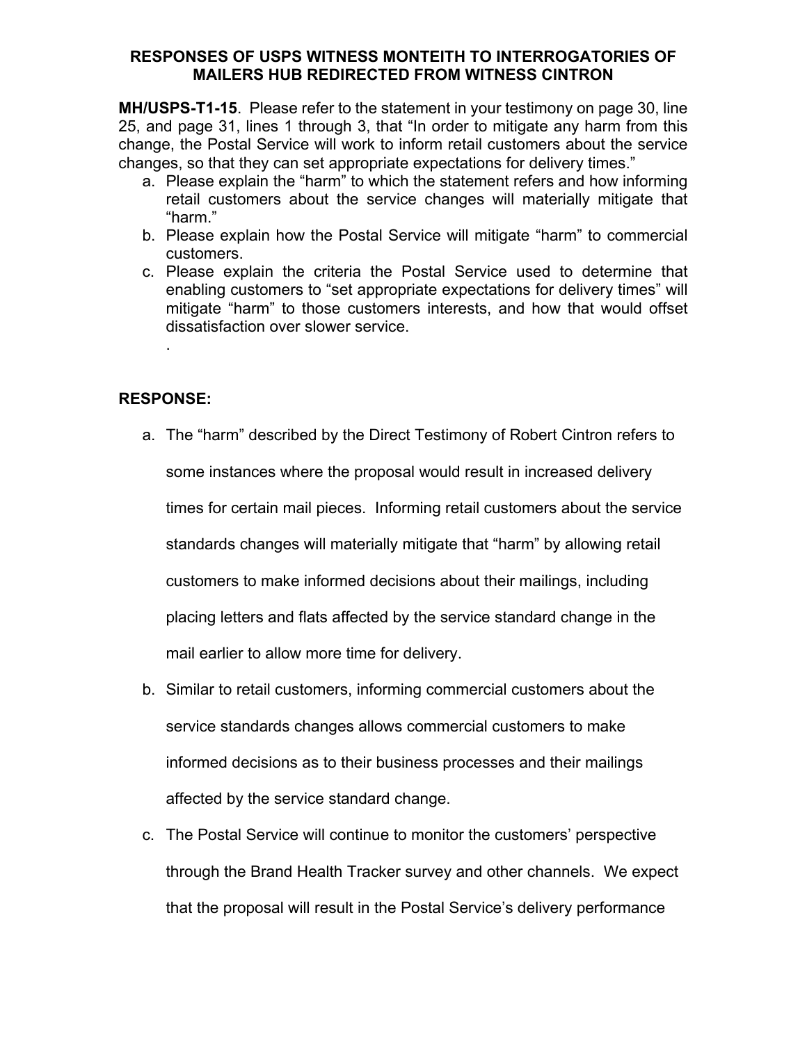**RESPONSES OF USPS WITNESS MONTEITH TO INTERROGATORIES OF MAILERS HUB REDIRECTED FROM WITNESS CINTRON**

**MH/USPS-T1-15**. Please refer to the statement in your testimony on page 30, line 25, and page 31, lines 1 through 3, that "In order to mitigate any harm from this change, the Postal Service will work to inform retail customers about the service changes, so that they can set appropriate expectations for delivery times."

a. Please explain the "harm" to which the statement refers and how informing retail customers about the service changes will materially mitigate that "harm."
b. Please explain how the Postal Service will mitigate "harm" to commercial customers.
c. Please explain the criteria the Postal Service used to determine that enabling customers to "set appropriate expectations for delivery times" will mitigate "harm" to those customers interests, and how that would offset dissatisfaction over slower service.

.

**RESPONSE:**

a. The "harm" described by the Direct Testimony of Robert Cintron refers to some instances where the proposal would result in increased delivery times for certain mail pieces. Informing retail customers about the service standards changes will materially mitigate that "harm" by allowing retail customers to make informed decisions about their mailings, including placing letters and flats affected by the service standard change in the mail earlier to allow more time for delivery.
b. Similar to retail customers, informing commercial customers about the service standards changes allows commercial customers to make informed decisions as to their business processes and their mailings affected by the service standard change.
c. The Postal Service will continue to monitor the customers' perspective through the Brand Health Tracker survey and other channels. We expect that the proposal will result in the Postal Service's delivery performance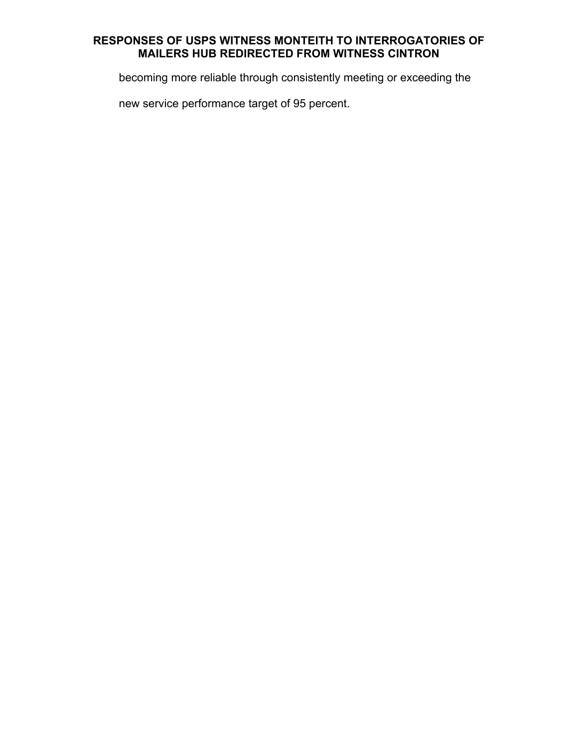becoming more reliable through consistently meeting or exceeding the new service performance target of 95 percent.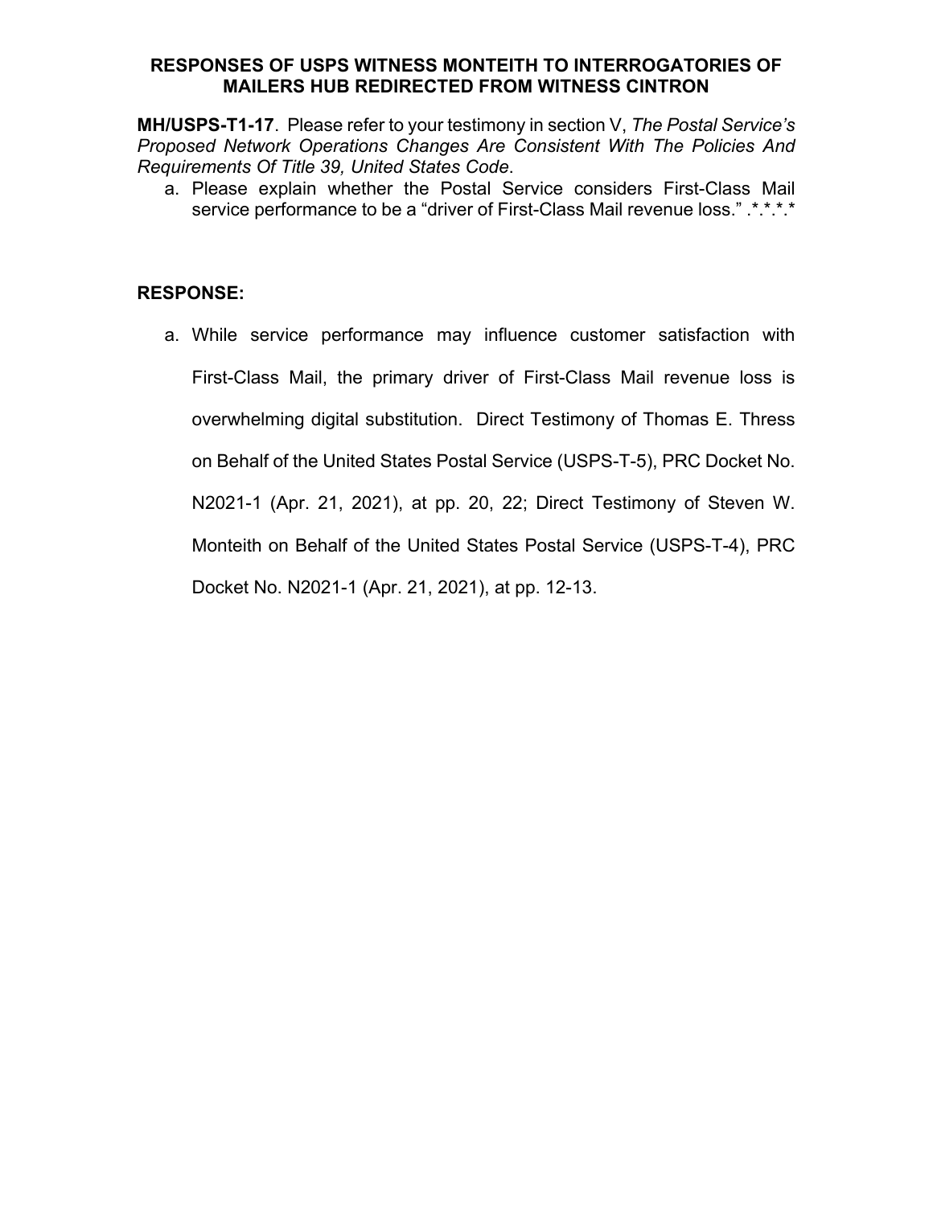**RESPONSES OF USPS WITNESS MONTEITH TO INTERROGATORIES OF MAILERS HUB REDIRECTED FROM WITNESS CINTRON**

**MH/USPS-T1-17**. Please refer to your testimony in section V, *The Postal Service's Proposed Network Operations Changes Are Consistent With The Policies And Requirements Of Title 39, United States Code*.

a. Please explain whether the Postal Service considers First-Class Mail service performance to be a "driver of First-Class Mail revenue loss." .*.*.*.*

**RESPONSE:**

a. While service performance may influence customer satisfaction with First-Class Mail, the primary driver of First-Class Mail revenue loss is overwhelming digital substitution. Direct Testimony of Thomas E. Thress on Behalf of the United States Postal Service (USPS-T-5), PRC Docket No. N2021-1 (Apr. 21, 2021), at pp. 20, 22; Direct Testimony of Steven W. Monteith on Behalf of the United States Postal Service (USPS-T-4), PRC Docket No. N2021-1 (Apr. 21, 2021), at pp. 12-13.